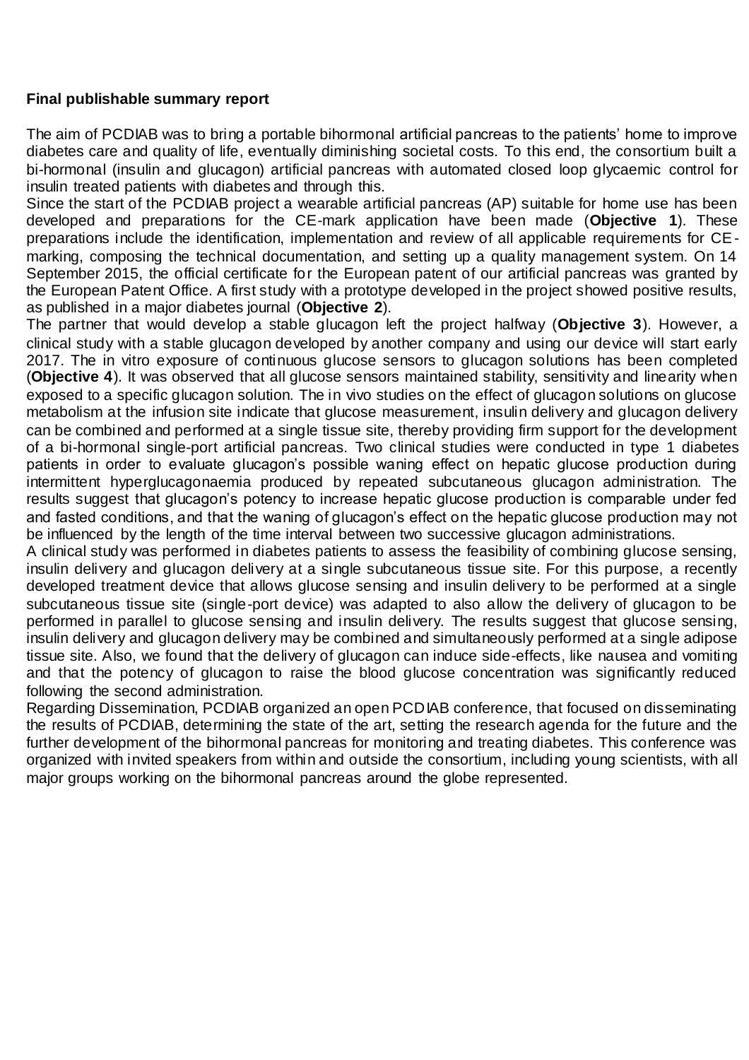**Final publishable summary report**

The aim of PCDIAB was to bring a portable bihormonal artificial pancreas to the patients' home to improve diabetes care and quality of life, eventually diminishing societal costs. To this end, the consortium built a bi-hormonal (insulin and glucagon) artificial pancreas with automated closed loop glycaemic control for insulin treated patients with diabetes and through this.

Since the start of the PCDIAB project a wearable artificial pancreas (AP) suitable for home use has been developed and preparations for the CE-mark application have been made (**Objective 1**). These preparations include the identification, implementation and review of all applicable requirements for CE-marking, composing the technical documentation, and setting up a quality management system. On 14 September 2015, the official certificate for the European patent of our artificial pancreas was granted by the European Patent Office. A first study with a prototype developed in the project showed positive results, as published in a major diabetes journal (**Objective 2**).

The partner that would develop a stable glucagon left the project halfway (**Objective 3**). However, a clinical study with a stable glucagon developed by another company and using our device will start early 2017. The in vitro exposure of continuous glucose sensors to glucagon solutions has been completed (**Objective 4**). It was observed that all glucose sensors maintained stability, sensitivity and linearity when exposed to a specific glucagon solution. The in vivo studies on the effect of glucagon solutions on glucose metabolism at the infusion site indicate that glucose measurement, insulin delivery and glucagon delivery can be combined and performed at a single tissue site, thereby providing firm support for the development of a bi-hormonal single-port artificial pancreas. Two clinical studies were conducted in type 1 diabetes patients in order to evaluate glucagon's possible waning effect on hepatic glucose production during intermittent hyperglucagonaemia produced by repeated subcutaneous glucagon administration. The results suggest that glucagon's potency to increase hepatic glucose production is comparable under fed and fasted conditions, and that the waning of glucagon's effect on the hepatic glucose production may not be influenced by the length of the time interval between two successive glucagon administrations.

A clinical study was performed in diabetes patients to assess the feasibility of combining glucose sensing, insulin delivery and glucagon delivery at a single subcutaneous tissue site. For this purpose, a recently developed treatment device that allows glucose sensing and insulin delivery to be performed at a single subcutaneous tissue site (single-port device) was adapted to also allow the delivery of glucagon to be performed in parallel to glucose sensing and insulin delivery. The results suggest that glucose sensing, insulin delivery and glucagon delivery may be combined and simultaneously performed at a single adipose tissue site. Also, we found that the delivery of glucagon can induce side-effects, like nausea and vomiting and that the potency of glucagon to raise the blood glucose concentration was significantly reduced following the second administration.

Regarding Dissemination, PCDIAB organized an open PCDIAB conference, that focused on disseminating the results of PCDIAB, determining the state of the art, setting the research agenda for the future and the further development of the bihormonal pancreas for monitoring and treating diabetes. This conference was organized with invited speakers from within and outside the consortium, including young scientists, with all major groups working on the bihormonal pancreas around the globe represented.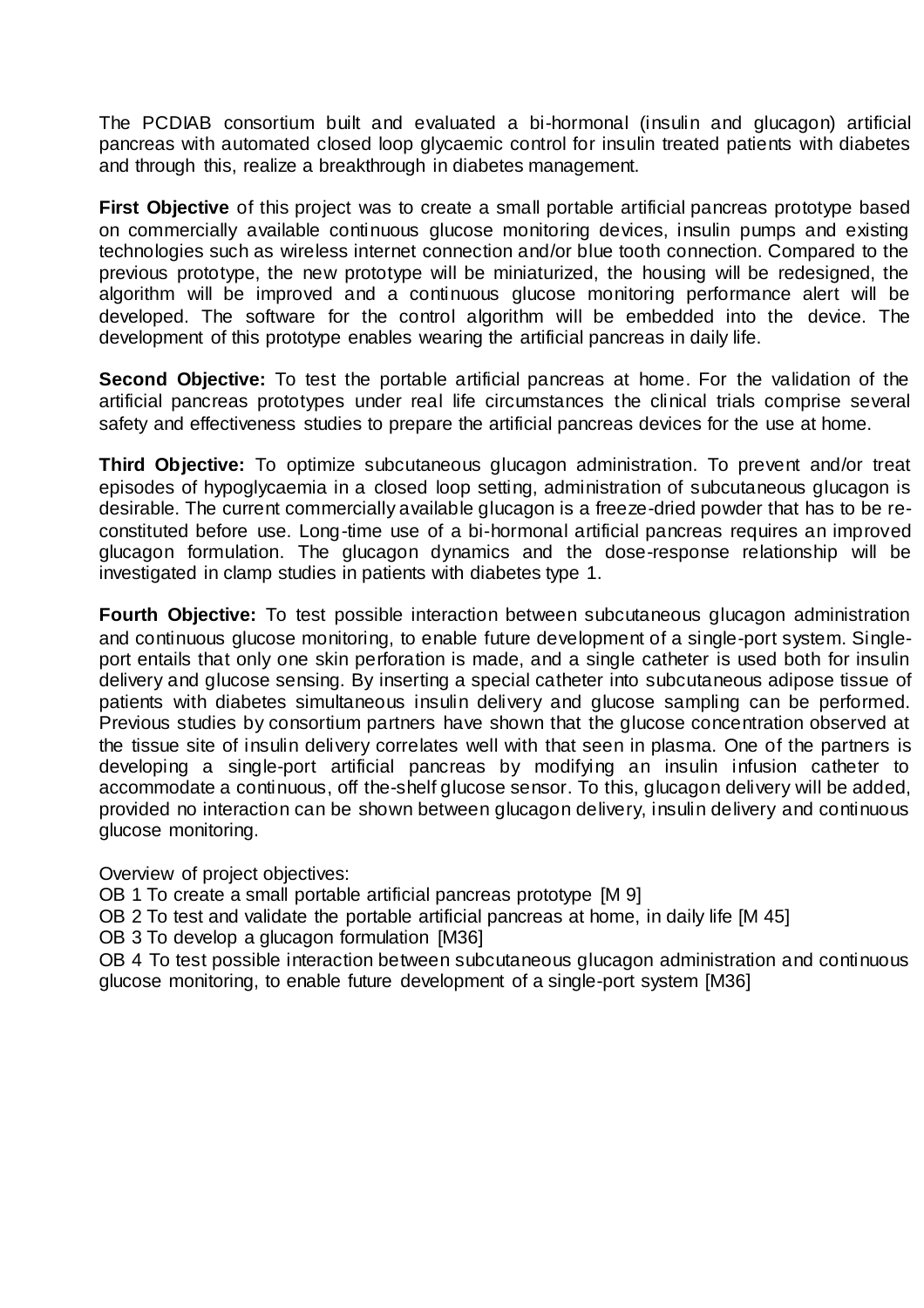The PCDIAB consortium built and evaluated a bi-hormonal (insulin and glucagon) artificial pancreas with automated closed loop glycaemic control for insulin treated patients with diabetes and through this, realize a breakthrough in diabetes management.

**First Objective** of this project was to create a small portable artificial pancreas prototype based on commercially available continuous glucose monitoring devices, insulin pumps and existing technologies such as wireless internet connection and/or blue tooth connection. Compared to the previous prototype, the new prototype will be miniaturized, the housing will be redesigned, the algorithm will be improved and a continuous glucose monitoring performance alert will be developed. The software for the control algorithm will be embedded into the device. The development of this prototype enables wearing the artificial pancreas in daily life.

**Second Objective:** To test the portable artificial pancreas at home. For the validation of the artificial pancreas prototypes under real life circumstances the clinical trials comprise several safety and effectiveness studies to prepare the artificial pancreas devices for the use at home.

**Third Objective:** To optimize subcutaneous glucagon administration. To prevent and/or treat episodes of hypoglycaemia in a closed loop setting, administration of subcutaneous glucagon is desirable. The current commercially available glucagon is a freeze-dried powder that has to be re-constituted before use. Long-time use of a bi-hormonal artificial pancreas requires an improved glucagon formulation. The glucagon dynamics and the dose-response relationship will be investigated in clamp studies in patients with diabetes type 1.

**Fourth Objective:** To test possible interaction between subcutaneous glucagon administration and continuous glucose monitoring, to enable future development of a single-port system. Single-port entails that only one skin perforation is made, and a single catheter is used both for insulin delivery and glucose sensing. By inserting a special catheter into subcutaneous adipose tissue of patients with diabetes simultaneous insulin delivery and glucose sampling can be performed. Previous studies by consortium partners have shown that the glucose concentration observed at the tissue site of insulin delivery correlates well with that seen in plasma. One of the partners is developing a single-port artificial pancreas by modifying an insulin infusion catheter to accommodate a continuous, off the-shelf glucose sensor. To this, glucagon delivery will be added, provided no interaction can be shown between glucagon delivery, insulin delivery and continuous glucose monitoring.

Overview of project objectives:

OB 1 To create a small portable artificial pancreas prototype [M 9]

OB 2 To test and validate the portable artificial pancreas at home, in daily life [M 45]

OB 3 To develop a glucagon formulation [M36]

OB 4 To test possible interaction between subcutaneous glucagon administration and continuous glucose monitoring, to enable future development of a single-port system [M36]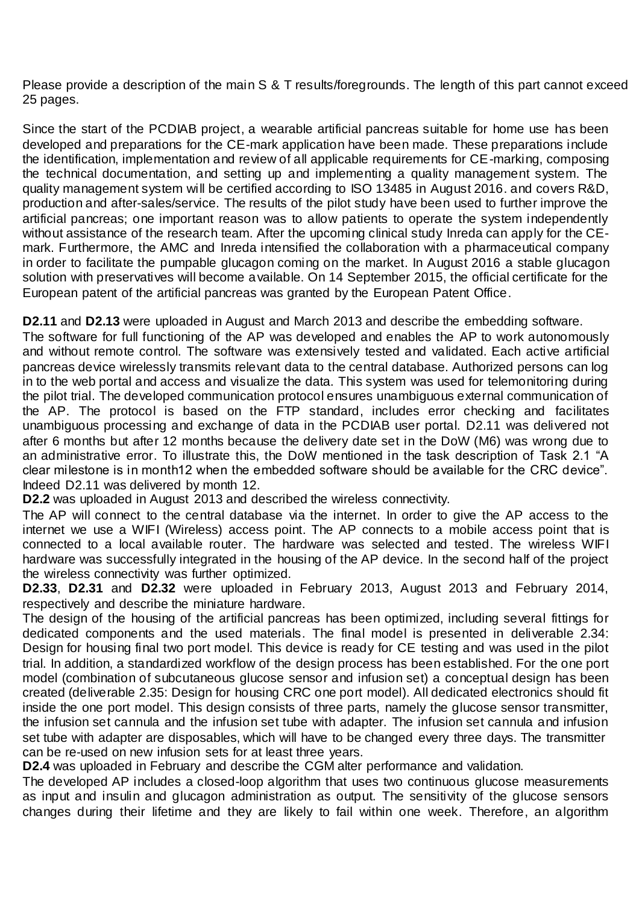Please provide a description of the main S & T results/foregrounds. The length of this part cannot exceed 25 pages.

Since the start of the PCDIAB project, a wearable artificial pancreas suitable for home use has been developed and preparations for the CE-mark application have been made. These preparations include the identification, implementation and review of all applicable requirements for CE-marking, composing the technical documentation, and setting up and implementing a quality management system. The quality management system will be certified according to ISO 13485 in August 2016. and covers R&D, production and after-sales/service. The results of the pilot study have been used to further improve the artificial pancreas; one important reason was to allow patients to operate the system independently without assistance of the research team. After the upcoming clinical study Inreda can apply for the CE-mark. Furthermore, the AMC and Inreda intensified the collaboration with a pharmaceutical company in order to facilitate the pumpable glucagon coming on the market. In August 2016 a stable glucagon solution with preservatives will become available. On 14 September 2015, the official certificate for the European patent of the artificial pancreas was granted by the European Patent Office.

**D2.11** and **D2.13** were uploaded in August and March 2013 and describe the embedding software.
The software for full functioning of the AP was developed and enables the AP to work autonomously and without remote control. The software was extensively tested and validated. Each active artificial pancreas device wirelessly transmits relevant data to the central database. Authorized persons can log in to the web portal and access and visualize the data. This system was used for telemonitoring during the pilot trial. The developed communication protocol ensures unambiguous external communication of the AP. The protocol is based on the FTP standard, includes error checking and facilitates unambiguous processing and exchange of data in the PCDIAB user portal. D2.11 was delivered not after 6 months but after 12 months because the delivery date set in the DoW (M6) was wrong due to an administrative error. To illustrate this, the DoW mentioned in the task description of Task 2.1 “A clear milestone is in month12 when the embedded software should be available for the CRC device”. Indeed D2.11 was delivered by month 12.
**D2.2** was uploaded in August 2013 and described the wireless connectivity.
The AP will connect to the central database via the internet. In order to give the AP access to the internet we use a WIFI (Wireless) access point. The AP connects to a mobile access point that is connected to a local available router. The hardware was selected and tested. The wireless WIFI hardware was successfully integrated in the housing of the AP device. In the second half of the project the wireless connectivity was further optimized.
**D2.33**, **D2.31** and **D2.32** were uploaded in February 2013, August 2013 and February 2014, respectively and describe the miniature hardware.
The design of the housing of the artificial pancreas has been optimized, including several fittings for dedicated components and the used materials. The final model is presented in deliverable 2.34: Design for housing final two port model. This device is ready for CE testing and was used in the pilot trial. In addition, a standardized workflow of the design process has been established. For the one port model (combination of subcutaneous glucose sensor and infusion set) a conceptual design has been created (deliverable 2.35: Design for housing CRC one port model). All dedicated electronics should fit inside the one port model. This design consists of three parts, namely the glucose sensor transmitter, the infusion set cannula and the infusion set tube with adapter. The infusion set cannula and infusion set tube with adapter are disposables, which will have to be changed every three days. The transmitter can be re-used on new infusion sets for at least three years.
**D2.4** was uploaded in February and describe the CGM alter performance and validation.
The developed AP includes a closed-loop algorithm that uses two continuous glucose measurements as input and insulin and glucagon administration as output. The sensitivity of the glucose sensors changes during their lifetime and they are likely to fail within one week. Therefore, an algorithm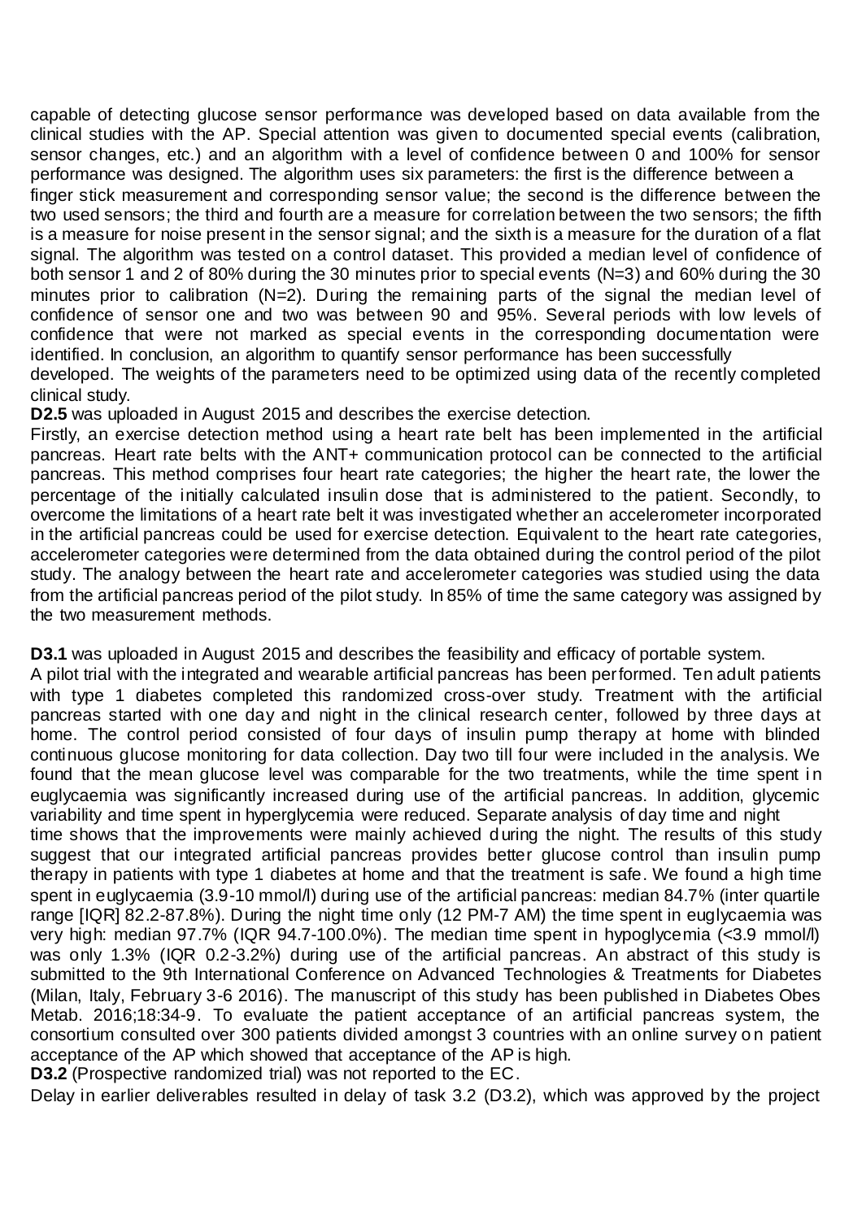capable of detecting glucose sensor performance was developed based on data available from the clinical studies with the AP. Special attention was given to documented special events (calibration, sensor changes, etc.) and an algorithm with a level of confidence between 0 and 100% for sensor performance was designed. The algorithm uses six parameters: the first is the difference between a finger stick measurement and corresponding sensor value; the second is the difference between the two used sensors; the third and fourth are a measure for correlation between the two sensors; the fifth is a measure for noise present in the sensor signal; and the sixth is a measure for the duration of a flat signal. The algorithm was tested on a control dataset. This provided a median level of confidence of both sensor 1 and 2 of 80% during the 30 minutes prior to special events (N=3) and 60% during the 30 minutes prior to calibration (N=2). During the remaining parts of the signal the median level of confidence of sensor one and two was between 90 and 95%. Several periods with low levels of confidence that were not marked as special events in the corresponding documentation were identified. In conclusion, an algorithm to quantify sensor performance has been successfully developed. The weights of the parameters need to be optimized using data of the recently completed clinical study.

**D2.5** was uploaded in August 2015 and describes the exercise detection.

Firstly, an exercise detection method using a heart rate belt has been implemented in the artificial pancreas. Heart rate belts with the ANT+ communication protocol can be connected to the artificial pancreas. This method comprises four heart rate categories; the higher the heart rate, the lower the percentage of the initially calculated insulin dose that is administered to the patient. Secondly, to overcome the limitations of a heart rate belt it was investigated whether an accelerometer incorporated in the artificial pancreas could be used for exercise detection. Equivalent to the heart rate categories, accelerometer categories were determined from the data obtained during the control period of the pilot study. The analogy between the heart rate and accelerometer categories was studied using the data from the artificial pancreas period of the pilot study. In 85% of time the same category was assigned by the two measurement methods.

**D3.1** was uploaded in August 2015 and describes the feasibility and efficacy of portable system.

A pilot trial with the integrated and wearable artificial pancreas has been performed. Ten adult patients with type 1 diabetes completed this randomized cross-over study. Treatment with the artificial pancreas started with one day and night in the clinical research center, followed by three days at home. The control period consisted of four days of insulin pump therapy at home with blinded continuous glucose monitoring for data collection. Day two till four were included in the analysis. We found that the mean glucose level was comparable for the two treatments, while the time spent in euglycaemia was significantly increased during use of the artificial pancreas. In addition, glycemic variability and time spent in hyperglycemia were reduced. Separate analysis of day time and night time shows that the improvements were mainly achieved during the night. The results of this study suggest that our integrated artificial pancreas provides better glucose control than insulin pump therapy in patients with type 1 diabetes at home and that the treatment is safe. We found a high time spent in euglycaemia (3.9-10 mmol/l) during use of the artificial pancreas: median 84.7% (inter quartile range [IQR] 82.2-87.8%). During the night time only (12 PM-7 AM) the time spent in euglycaemia was very high: median 97.7% (IQR 94.7-100.0%). The median time spent in hypoglycemia (<3.9 mmol/l) was only 1.3% (IQR 0.2-3.2%) during use of the artificial pancreas. An abstract of this study is submitted to the 9th International Conference on Advanced Technologies & Treatments for Diabetes (Milan, Italy, February 3-6 2016). The manuscript of this study has been published in Diabetes Obes Metab. 2016;18:34-9. To evaluate the patient acceptance of an artificial pancreas system, the consortium consulted over 300 patients divided amongst 3 countries with an online survey on patient acceptance of the AP which showed that acceptance of the AP is high.

**D3.2** (Prospective randomized trial) was not reported to the EC.

Delay in earlier deliverables resulted in delay of task 3.2 (D3.2), which was approved by the project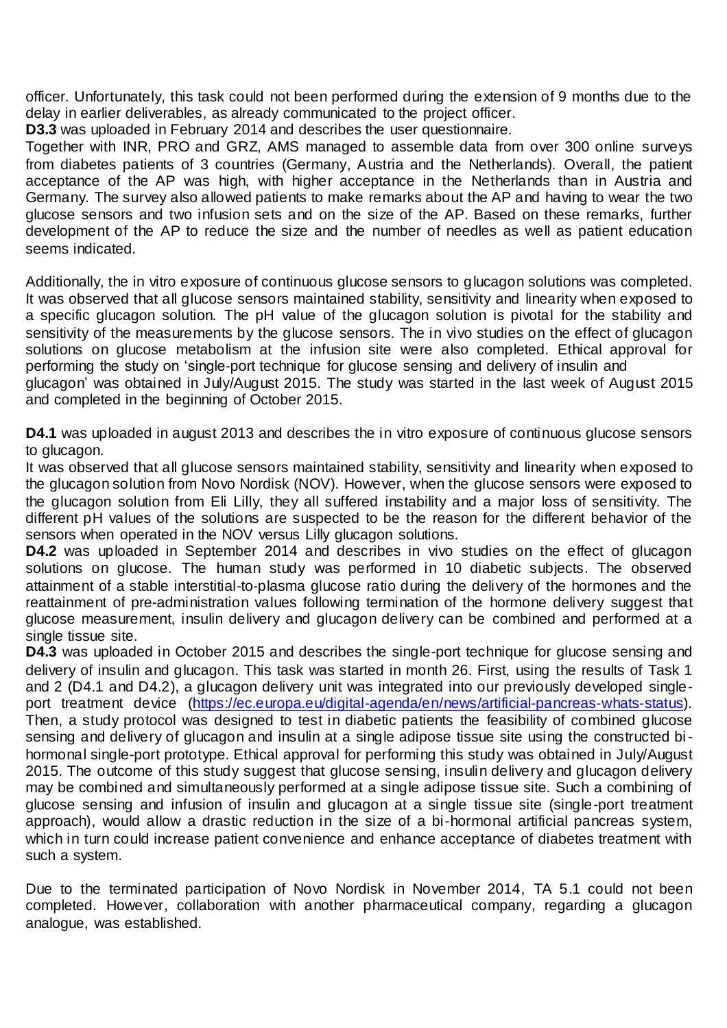officer. Unfortunately, this task could not been performed during the extension of 9 months due to the delay in earlier deliverables, as already communicated to the project officer.

**D3.3** was uploaded in February 2014 and describes the user questionnaire.

Together with INR, PRO and GRZ, AMS managed to assemble data from over 300 online surveys from diabetes patients of 3 countries (Germany, Austria and the Netherlands). Overall, the patient acceptance of the AP was high, with higher acceptance in the Netherlands than in Austria and Germany. The survey also allowed patients to make remarks about the AP and having to wear the two glucose sensors and two infusion sets and on the size of the AP. Based on these remarks, further development of the AP to reduce the size and the number of needles as well as patient education seems indicated.

Additionally, the in vitro exposure of continuous glucose sensors to glucagon solutions was completed. It was observed that all glucose sensors maintained stability, sensitivity and linearity when exposed to a specific glucagon solution. The pH value of the glucagon solution is pivotal for the stability and sensitivity of the measurements by the glucose sensors. The in vivo studies on the effect of glucagon solutions on glucose metabolism at the infusion site were also completed. Ethical approval for performing the study on 'single-port technique for glucose sensing and delivery of insulin and glucagon' was obtained in July/August 2015. The study was started in the last week of August 2015 and completed in the beginning of October 2015.

**D4.1** was uploaded in august 2013 and describes the in vitro exposure of continuous glucose sensors to glucagon.

It was observed that all glucose sensors maintained stability, sensitivity and linearity when exposed to the glucagon solution from Novo Nordisk (NOV). However, when the glucose sensors were exposed to the glucagon solution from Eli Lilly, they all suffered instability and a major loss of sensitivity. The different pH values of the solutions are suspected to be the reason for the different behavior of the sensors when operated in the NOV versus Lilly glucagon solutions.

**D4.2** was uploaded in September 2014 and describes in vivo studies on the effect of glucagon solutions on glucose. The human study was performed in 10 diabetic subjects. The observed attainment of a stable interstitial-to-plasma glucose ratio during the delivery of the hormones and the reattainment of pre-administration values following termination of the hormone delivery suggest that glucose measurement, insulin delivery and glucagon delivery can be combined and performed at a single tissue site.

**D4.3** was uploaded in October 2015 and describes the single-port technique for glucose sensing and delivery of insulin and glucagon. This task was started in month 26. First, using the results of Task 1 and 2 (D4.1 and D4.2), a glucagon delivery unit was integrated into our previously developed single-port treatment device (https://ec.europa.eu/digital-agenda/en/news/artificial-pancreas-whats-status). Then, a study protocol was designed to test in diabetic patients the feasibility of combined glucose sensing and delivery of glucagon and insulin at a single adipose tissue site using the constructed bi-hormonal single-port prototype. Ethical approval for performing this study was obtained in July/August 2015. The outcome of this study suggest that glucose sensing, insulin delivery and glucagon delivery may be combined and simultaneously performed at a single adipose tissue site. Such a combining of glucose sensing and infusion of insulin and glucagon at a single tissue site (single-port treatment approach), would allow a drastic reduction in the size of a bi-hormonal artificial pancreas system, which in turn could increase patient convenience and enhance acceptance of diabetes treatment with such a system.

Due to the terminated participation of Novo Nordisk in November 2014, TA 5.1 could not been completed. However, collaboration with another pharmaceutical company, regarding a glucagon analogue, was established.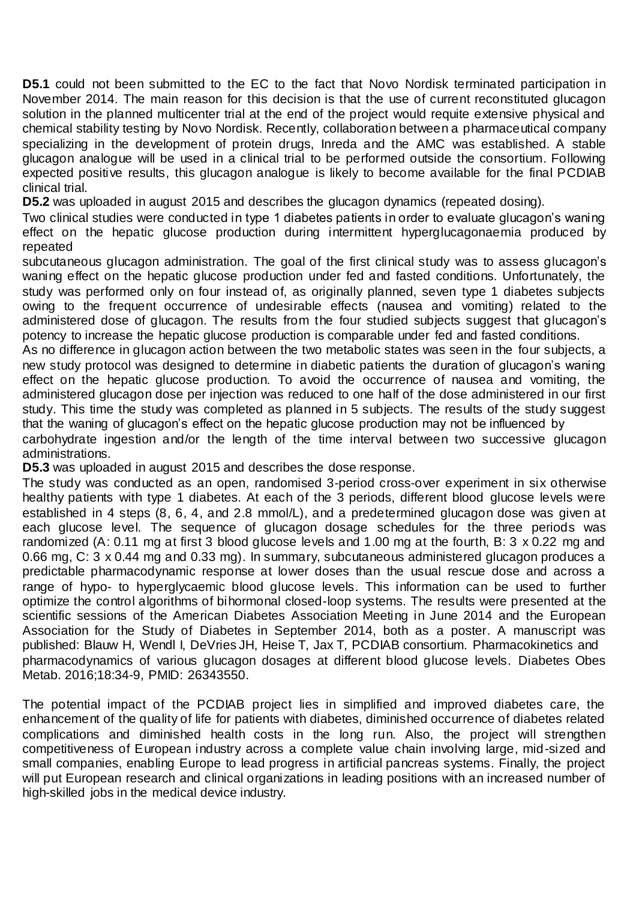**D5.1** could not been submitted to the EC to the fact that Novo Nordisk terminated participation in November 2014. The main reason for this decision is that the use of current reconstituted glucagon solution in the planned multicenter trial at the end of the project would requite extensive physical and chemical stability testing by Novo Nordisk. Recently, collaboration between a pharmaceutical company specializing in the development of protein drugs, Inreda and the AMC was established. A stable glucagon analogue will be used in a clinical trial to be performed outside the consortium. Following expected positive results, this glucagon analogue is likely to become available for the final PCDIAB clinical trial.

**D5.2** was uploaded in august 2015 and describes the glucagon dynamics (repeated dosing).

Two clinical studies were conducted in type 1 diabetes patients in order to evaluate glucagon's waning effect on the hepatic glucose production during intermittent hyperglucagonaemia produced by repeated subcutaneous glucagon administration. The goal of the first clinical study was to assess glucagon's waning effect on the hepatic glucose production under fed and fasted conditions. Unfortunately, the study was performed only on four instead of, as originally planned, seven type 1 diabetes subjects owing to the frequent occurrence of undesirable effects (nausea and vomiting) related to the administered dose of glucagon. The results from the four studied subjects suggest that glucagon's potency to increase the hepatic glucose production is comparable under fed and fasted conditions.

As no difference in glucagon action between the two metabolic states was seen in the four subjects, a new study protocol was designed to determine in diabetic patients the duration of glucagon's waning effect on the hepatic glucose production. To avoid the occurrence of nausea and vomiting, the administered glucagon dose per injection was reduced to one half of the dose administered in our first study. This time the study was completed as planned in 5 subjects. The results of the study suggest that the waning of glucagon's effect on the hepatic glucose production may not be influenced by carbohydrate ingestion and/or the length of the time interval between two successive glucagon administrations.

**D5.3** was uploaded in august 2015 and describes the dose response.

The study was conducted as an open, randomised 3-period cross-over experiment in six otherwise healthy patients with type 1 diabetes. At each of the 3 periods, different blood glucose levels were established in 4 steps (8, 6, 4, and 2.8 mmol/L), and a predetermined glucagon dose was given at each glucose level. The sequence of glucagon dosage schedules for the three periods was randomized (A: 0.11 mg at first 3 blood glucose levels and 1.00 mg at the fourth, B: 3 x 0.22 mg and 0.66 mg, C: 3 x 0.44 mg and 0.33 mg). In summary, subcutaneous administered glucagon produces a predictable pharmacodynamic response at lower doses than the usual rescue dose and across a range of hypo- to hyperglycaemic blood glucose levels. This information can be used to further optimize the control algorithms of bihormonal closed-loop systems. The results were presented at the scientific sessions of the American Diabetes Association Meeting in June 2014 and the European Association for the Study of Diabetes in September 2014, both as a poster. A manuscript was published: Blauw H, Wendl I, DeVries JH, Heise T, Jax T, PCDIAB consortium. Pharmacokinetics and pharmacodynamics of various glucagon dosages at different blood glucose levels. Diabetes Obes Metab. 2016;18:34-9, PMID: 26343550.

The potential impact of the PCDIAB project lies in simplified and improved diabetes care, the enhancement of the quality of life for patients with diabetes, diminished occurrence of diabetes related complications and diminished health costs in the long run. Also, the project will strengthen competitiveness of European industry across a complete value chain involving large, mid-sized and small companies, enabling Europe to lead progress in artificial pancreas systems. Finally, the project will put European research and clinical organizations in leading positions with an increased number of high-skilled jobs in the medical device industry.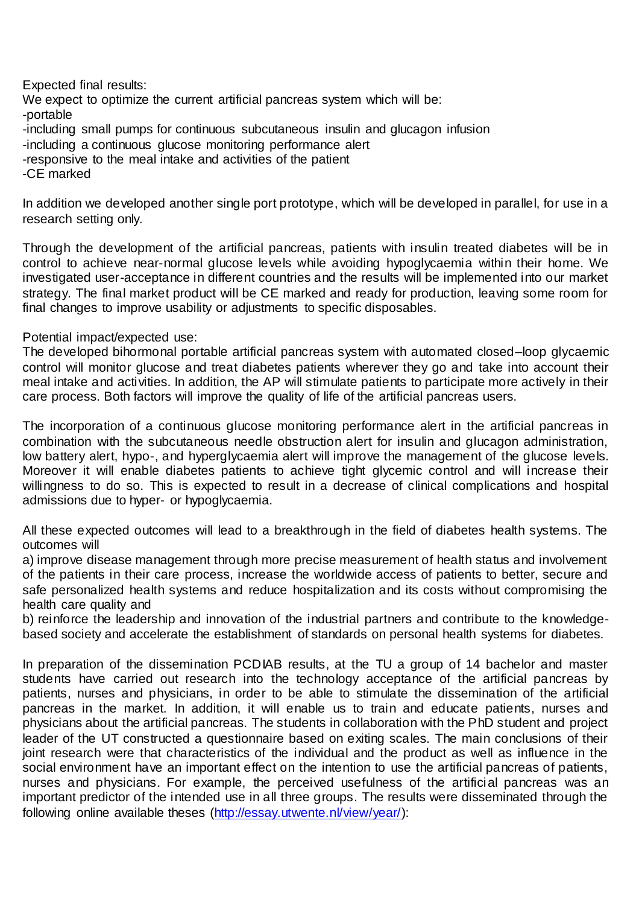Expected final results:

We expect to optimize the current artificial pancreas system which will be:

-portable

-including small pumps for continuous subcutaneous insulin and glucagon infusion

-including a continuous glucose monitoring performance alert

-responsive to the meal intake and activities of the patient

-CE marked

In addition we developed another single port prototype, which will be developed in parallel, for use in a research setting only.

Through the development of the artificial pancreas, patients with insulin treated diabetes will be in control to achieve near-normal glucose levels while avoiding hypoglycaemia within their home. We investigated user-acceptance in different countries and the results will be implemented into our market strategy. The final market product will be CE marked and ready for production, leaving some room for final changes to improve usability or adjustments to specific disposables.

Potential impact/expected use:

The developed bihormonal portable artificial pancreas system with automated closed–loop glycaemic control will monitor glucose and treat diabetes patients wherever they go and take into account their meal intake and activities. In addition, the AP will stimulate patients to participate more actively in their care process. Both factors will improve the quality of life of the artificial pancreas users.

The incorporation of a continuous glucose monitoring performance alert in the artificial pancreas in combination with the subcutaneous needle obstruction alert for insulin and glucagon administration, low battery alert, hypo-, and hyperglycaemia alert will improve the management of the glucose levels. Moreover it will enable diabetes patients to achieve tight glycemic control and will increase their willingness to do so. This is expected to result in a decrease of clinical complications and hospital admissions due to hyper- or hypoglycaemia.

All these expected outcomes will lead to a breakthrough in the field of diabetes health systems. The outcomes will

a) improve disease management through more precise measurement of health status and involvement of the patients in their care process, increase the worldwide access of patients to better, secure and safe personalized health systems and reduce hospitalization and its costs without compromising the health care quality and

b) reinforce the leadership and innovation of the industrial partners and contribute to the knowledge-based society and accelerate the establishment of standards on personal health systems for diabetes.

In preparation of the dissemination PCDIAB results, at the TU a group of 14 bachelor and master students have carried out research into the technology acceptance of the artificial pancreas by patients, nurses and physicians, in order to be able to stimulate the dissemination of the artificial pancreas in the market. In addition, it will enable us to train and educate patients, nurses and physicians about the artificial pancreas. The students in collaboration with the PhD student and project leader of the UT constructed a questionnaire based on exiting scales. The main conclusions of their joint research were that characteristics of the individual and the product as well as influence in the social environment have an important effect on the intention to use the artificial pancreas of patients, nurses and physicians. For example, the perceived usefulness of the artificial pancreas was an important predictor of the intended use in all three groups. The results were disseminated through the following online available theses (http://essay.utwente.nl/view/year/):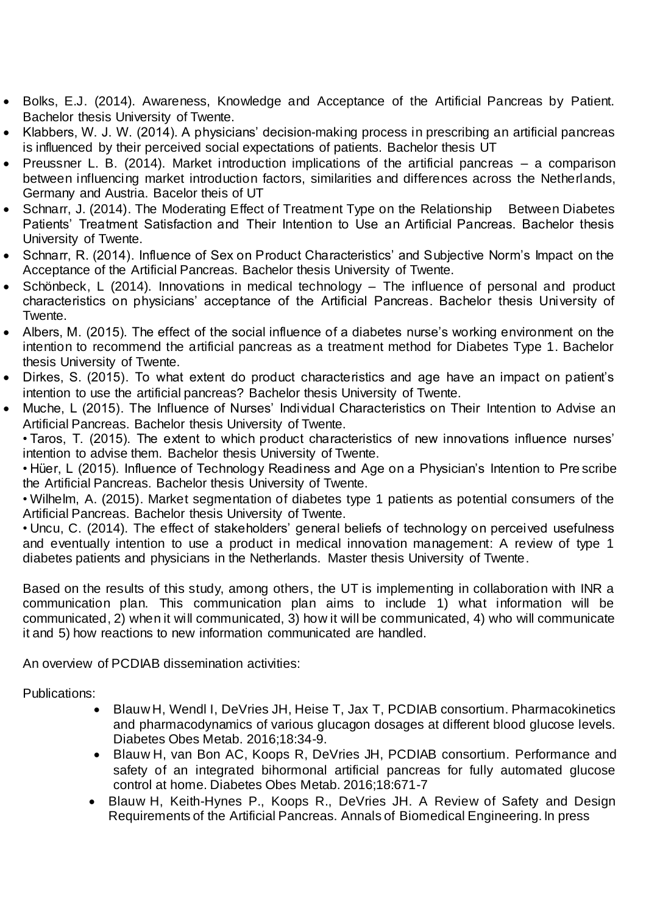- Bolks, E.J. (2014). Awareness, Knowledge and Acceptance of the Artificial Pancreas by Patient. Bachelor thesis University of Twente.
- Klabbers, W. J. W. (2014). A physicians' decision-making process in prescribing an artificial pancreas is influenced by their perceived social expectations of patients. Bachelor thesis UT
- Preussner L. B. (2014). Market introduction implications of the artificial pancreas – a comparison between influencing market introduction factors, similarities and differences across the Netherlands, Germany and Austria. Bacelor theis of UT
- Schnarr, J. (2014). The Moderating Effect of Treatment Type on the Relationship Between Diabetes Patients' Treatment Satisfaction and Their Intention to Use an Artificial Pancreas. Bachelor thesis University of Twente.
- Schnarr, R. (2014). Influence of Sex on Product Characteristics' and Subjective Norm's Impact on the Acceptance of the Artificial Pancreas. Bachelor thesis University of Twente.
- Schönbeck, L (2014). Innovations in medical technology – The influence of personal and product characteristics on physicians' acceptance of the Artificial Pancreas. Bachelor thesis University of Twente.
- Albers, M. (2015). The effect of the social influence of a diabetes nurse's working environment on the intention to recommend the artificial pancreas as a treatment method for Diabetes Type 1. Bachelor thesis University of Twente.
- Dirkes, S. (2015). To what extent do product characteristics and age have an impact on patient's intention to use the artificial pancreas? Bachelor thesis University of Twente.
- Muche, L (2015). The Influence of Nurses' Individual Characteristics on Their Intention to Advise an Artificial Pancreas. Bachelor thesis University of Twente.

  • Taros, T. (2015). The extent to which product characteristics of new innovations influence nurses' intention to advise them. Bachelor thesis University of Twente.

  • Hüer, L (2015). Influence of Technology Readiness and Age on a Physician's Intention to Prescribe the Artificial Pancreas. Bachelor thesis University of Twente.

  • Wilhelm, A. (2015). Market segmentation of diabetes type 1 patients as potential consumers of the Artificial Pancreas. Bachelor thesis University of Twente.

  • Uncu, C. (2014). The effect of stakeholders' general beliefs of technology on perceived usefulness and eventually intention to use a product in medical innovation management: A review of type 1 diabetes patients and physicians in the Netherlands. Master thesis University of Twente.

Based on the results of this study, among others, the UT is implementing in collaboration with INR a communication plan. This communication plan aims to include 1) what information will be communicated, 2) when it will communicated, 3) how it will be communicated, 4) who will communicate it and 5) how reactions to new information communicated are handled.

An overview of PCDIAB dissemination activities:

Publications:

- Blauw H, Wendl I, DeVries JH, Heise T, Jax T, PCDIAB consortium. Pharmacokinetics and pharmacodynamics of various glucagon dosages at different blood glucose levels. Diabetes Obes Metab. 2016;18:34-9.
- Blauw H, van Bon AC, Koops R, DeVries JH, PCDIAB consortium. Performance and safety of an integrated bihormonal artificial pancreas for fully automated glucose control at home. Diabetes Obes Metab. 2016;18:671-7
- Blauw H, Keith-Hynes P., Koops R., DeVries JH. A Review of Safety and Design Requirements of the Artificial Pancreas. Annals of Biomedical Engineering. In press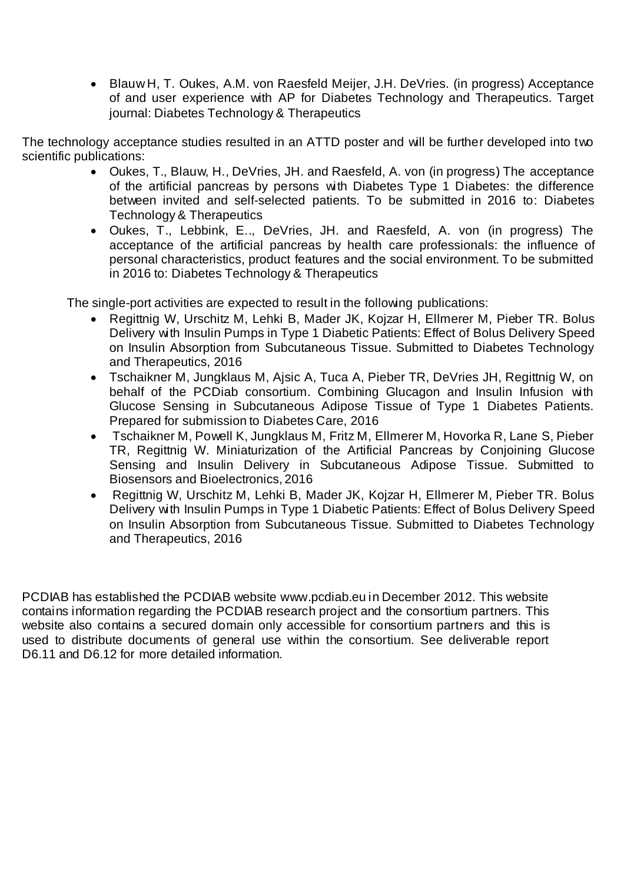- Blauw H, T. Oukes, A.M. von Raesfeld Meijer, J.H. DeVries. (in progress) Acceptance of and user experience with AP for Diabetes Technology and Therapeutics. Target journal: Diabetes Technology & Therapeutics

The technology acceptance studies resulted in an ATTD poster and will be further developed into two scientific publications:

- Oukes, T., Blauw, H., DeVries, JH. and Raesfeld, A. von (in progress) The acceptance of the artificial pancreas by persons with Diabetes Type 1 Diabetes: the difference between invited and self-selected patients. To be submitted in 2016 to: Diabetes Technology & Therapeutics
- Oukes, T., Lebbink, E.., DeVries, JH. and Raesfeld, A. von (in progress) The acceptance of the artificial pancreas by health care professionals: the influence of personal characteristics, product features and the social environment. To be submitted in 2016 to: Diabetes Technology & Therapeutics

The single-port activities are expected to result in the following publications:

- Regittnig W, Urschitz M, Lehki B, Mader JK, Kojzar H, Ellmerer M, Pieber TR. Bolus Delivery with Insulin Pumps in Type 1 Diabetic Patients: Effect of Bolus Delivery Speed on Insulin Absorption from Subcutaneous Tissue. Submitted to Diabetes Technology and Therapeutics, 2016
- Tschaikner M, Jungklaus M, Ajsic A, Tuca A, Pieber TR, DeVries JH, Regittnig W, on behalf of the PCDiab consortium. Combining Glucagon and Insulin Infusion with Glucose Sensing in Subcutaneous Adipose Tissue of Type 1 Diabetes Patients. Prepared for submission to Diabetes Care, 2016
- Tschaikner M, Powell K, Jungklaus M, Fritz M, Ellmerer M, Hovorka R, Lane S, Pieber TR, Regittnig W. Miniaturization of the Artificial Pancreas by Conjoining Glucose Sensing and Insulin Delivery in Subcutaneous Adipose Tissue. Submitted to Biosensors and Bioelectronics, 2016
- Regittnig W, Urschitz M, Lehki B, Mader JK, Kojzar H, Ellmerer M, Pieber TR. Bolus Delivery with Insulin Pumps in Type 1 Diabetic Patients: Effect of Bolus Delivery Speed on Insulin Absorption from Subcutaneous Tissue. Submitted to Diabetes Technology and Therapeutics, 2016

PCDIAB has established the PCDIAB website www.pcdiab.eu in December 2012. This website contains information regarding the PCDIAB research project and the consortium partners. This website also contains a secured domain only accessible for consortium partners and this is used to distribute documents of general use within the consortium. See deliverable report D6.11 and D6.12 for more detailed information.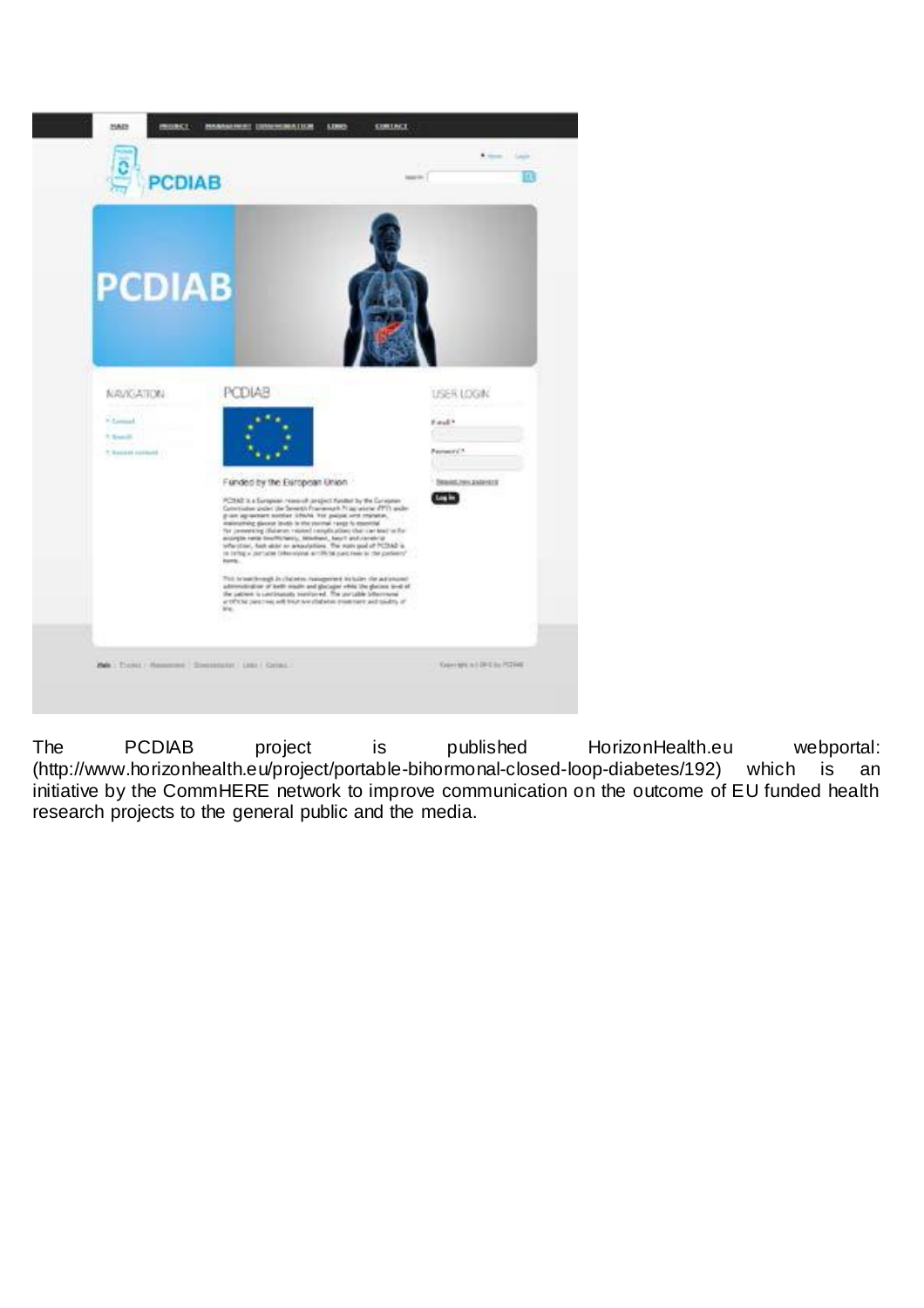The PCDIAB project is published HorizonHealth.eu webportal: (http://www.horizonhealth.eu/project/portable-bihormonal-closed-loop-diabetes/192) which is an initiative by the CommHERE network to improve communication on the outcome of EU funded health research projects to the general public and the media.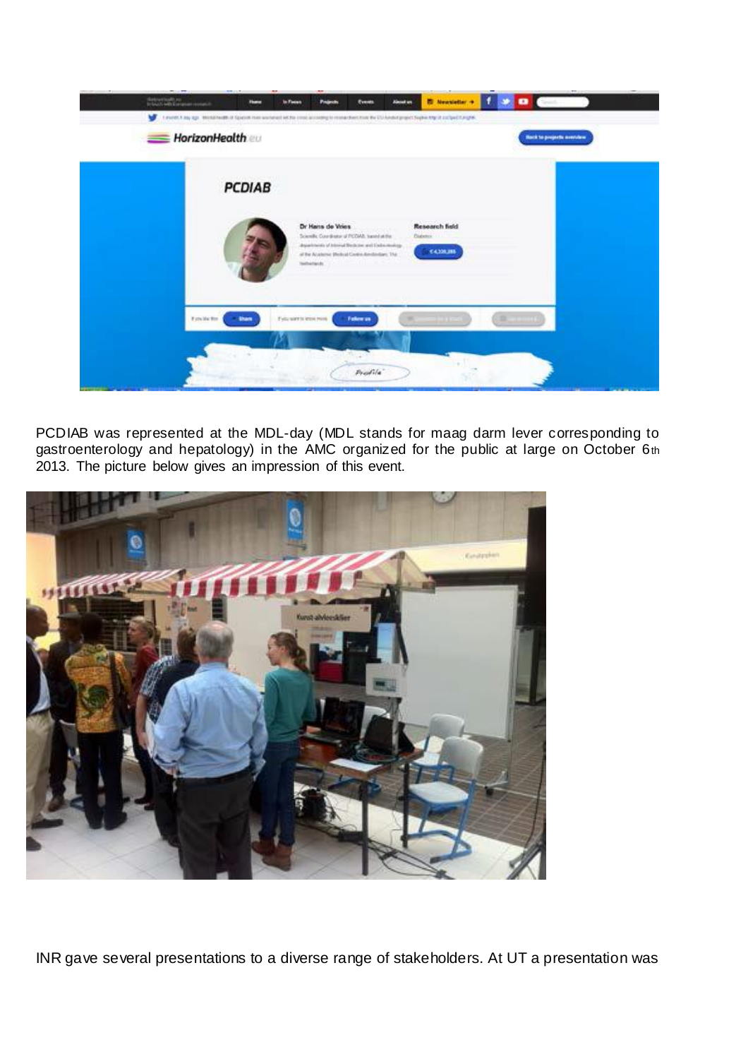PCDIAB was represented at the MDL-day (MDL stands for maag darm lever corresponding to gastroenterology and hepatology) in the AMC organized for the public at large on October 6th 2013. The picture below gives an impression of this event.

INR gave several presentations to a diverse range of stakeholders. At UT a presentation was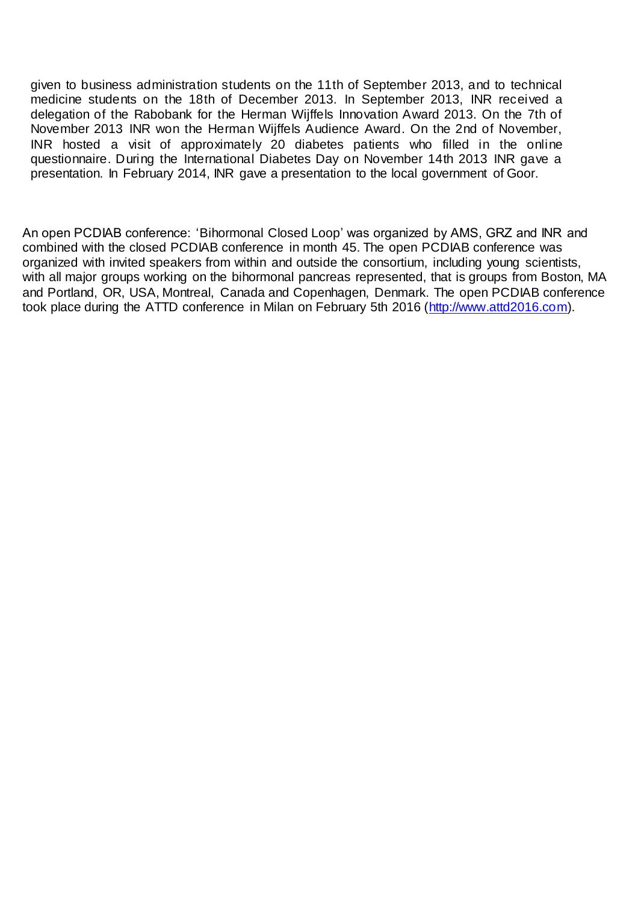given to business administration students on the 11th of September 2013, and to technical medicine students on the 18th of December 2013. In September 2013, INR received a delegation of the Rabobank for the Herman Wijffels Innovation Award 2013. On the 7th of November 2013 INR won the Herman Wijffels Audience Award. On the 2nd of November, INR hosted a visit of approximately 20 diabetes patients who filled in the online questionnaire. During the International Diabetes Day on November 14th 2013 INR gave a presentation. In February 2014, INR gave a presentation to the local government of Goor.

An open PCDIAB conference: 'Bihormonal Closed Loop' was organized by AMS, GRZ and INR and combined with the closed PCDIAB conference in month 45. The open PCDIAB conference was organized with invited speakers from within and outside the consortium, including young scientists, with all major groups working on the bihormonal pancreas represented, that is groups from Boston, MA and Portland, OR, USA, Montreal, Canada and Copenhagen, Denmark. The open PCDIAB conference took place during the ATTD conference in Milan on February 5th 2016 ([http://www.attd2016.com](http://www.attd2016.com)).